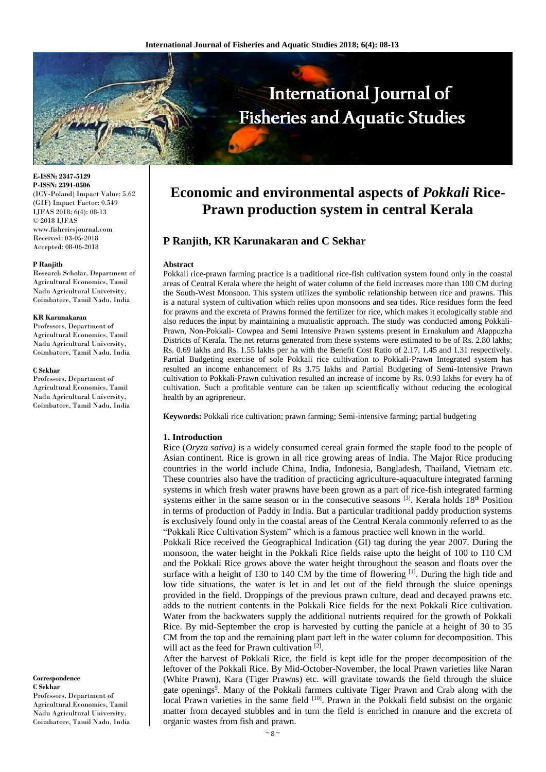# Economic and environmental aspects of *Pokkali* Rice-Prawn production system in central Kerala

**P Ranjith, KR Karunakaran and C Sekhar**

**E-ISSN: 2347-5129**
**P-ISSN: 2394-0506**
(ICV-Poland) Impact Value: 5.62
(GIF) Impact Factor: 0.549
IJFAS 2018; 6(4): 08-13
© 2018 IJFAS
www.fisheriesjournal.com
Received: 03-05-2018
Accepted: 08-06-2018

**P Ranjith**
Research Scholar, Department of Agricultural Economics, Tamil Nadu Agricultural University, Coimbatore, Tamil Nadu, India

**KR Karunakaran**
Professors, Department of Agricultural Economics, Tamil Nadu Agricultural University, Coimbatore, Tamil Nadu, India

**C Sekhar**
Professors, Department of Agricultural Economics, Tamil Nadu Agricultural University, Coimbatore, Tamil Nadu, India

**Correspondence**
**C Sekhar**
Professors, Department of Agricultural Economics, Tamil Nadu Agricultural University, Coimbatore, Tamil Nadu, India

**Abstract**

Pokkali rice-prawn farming practice is a traditional rice-fish cultivation system found only in the coastal areas of Central Kerala where the height of water column of the field increases more than 100 CM during the South-West Monsoon. This system utilizes the symbolic relationship between rice and prawns. This is a natural system of cultivation which relies upon monsoons and sea tides. Rice residues form the feed for prawns and the excreta of Prawns formed the fertilizer for rice, which makes it ecologically stable and also reduces the input by maintaining a mutualistic approach. The study was conducted among Pokkali-Prawn, Non-Pokkali- Cowpea and Semi Intensive Prawn systems present in Ernakulum and Alappuzha Districts of Kerala. The net returns generated from these systems were estimated to be of Rs. 2.80 lakhs; Rs. 0.69 lakhs and Rs. 1.55 lakhs per ha with the Benefit Cost Ratio of 2.17, 1.45 and 1.31 respectively. Partial Budgeting exercise of sole Pokkali rice cultivation to Pokkali-Prawn Integrated system has resulted an income enhancement of Rs 3.75 lakhs and Partial Budgeting of Semi-Intensive Prawn cultivation to Pokkali-Prawn cultivation resulted an increase of income by Rs. 0.93 lakhs for every ha of cultivation. Such a profitable venture can be taken up scientifically without reducing the ecological health by an agripreneur.

**Keywords:** Pokkali rice cultivation; prawn farming; Semi-intensive farming; partial budgeting

## 1. Introduction

Rice (*Oryza sativa)* is a widely consumed cereal grain formed the staple food to the people of Asian continent. Rice is grown in all rice growing areas of India. The Major Rice producing countries in the world include China, India, Indonesia, Bangladesh, Thailand, Vietnam etc. These countries also have the tradition of practicing agriculture-aquaculture integrated farming systems in which fresh water prawns have been grown as a part of rice-fish integrated farming systems either in the same season or in the consecutive seasons [3]. Kerala holds 18th Position in terms of production of Paddy in India. But a particular traditional paddy production systems is exclusively found only in the coastal areas of the Central Kerala commonly referred to as the "Pokkali Rice Cultivation System" which is a famous practice well known in the world.

Pokkali Rice received the Geographical Indication (GI) tag during the year 2007. During the monsoon, the water height in the Pokkali Rice fields raise upto the height of 100 to 110 CM and the Pokkali Rice grows above the water height throughout the season and floats over the surface with a height of 130 to 140 CM by the time of flowering [1]. During the high tide and low tide situations, the water is let in and let out of the field through the sluice openings provided in the field. Droppings of the previous prawn culture, dead and decayed prawns etc. adds to the nutrient contents in the Pokkali Rice fields for the next Pokkali Rice cultivation. Water from the backwaters supply the additional nutrients required for the growth of Pokkali Rice. By mid-September the crop is harvested by cutting the panicle at a height of 30 to 35 CM from the top and the remaining plant part left in the water column for decomposition. This will act as the feed for Prawn cultivation [2].

After the harvest of Pokkali Rice, the field is kept idle for the proper decomposition of the leftover of the Pokkali Rice. By Mid-October-November, the local Prawn varieties like Naran (White Prawn), Kara (Tiger Prawns) etc. will gravitate towards the field through the sluice gate openings[9]. Many of the Pokkali farmers cultivate Tiger Prawn and Crab along with the local Prawn varieties in the same field [10]. Prawn in the Pokkali field subsist on the organic matter from decayed stubbles and in turn the field is enriched in manure and the excreta of organic wastes from fish and prawn.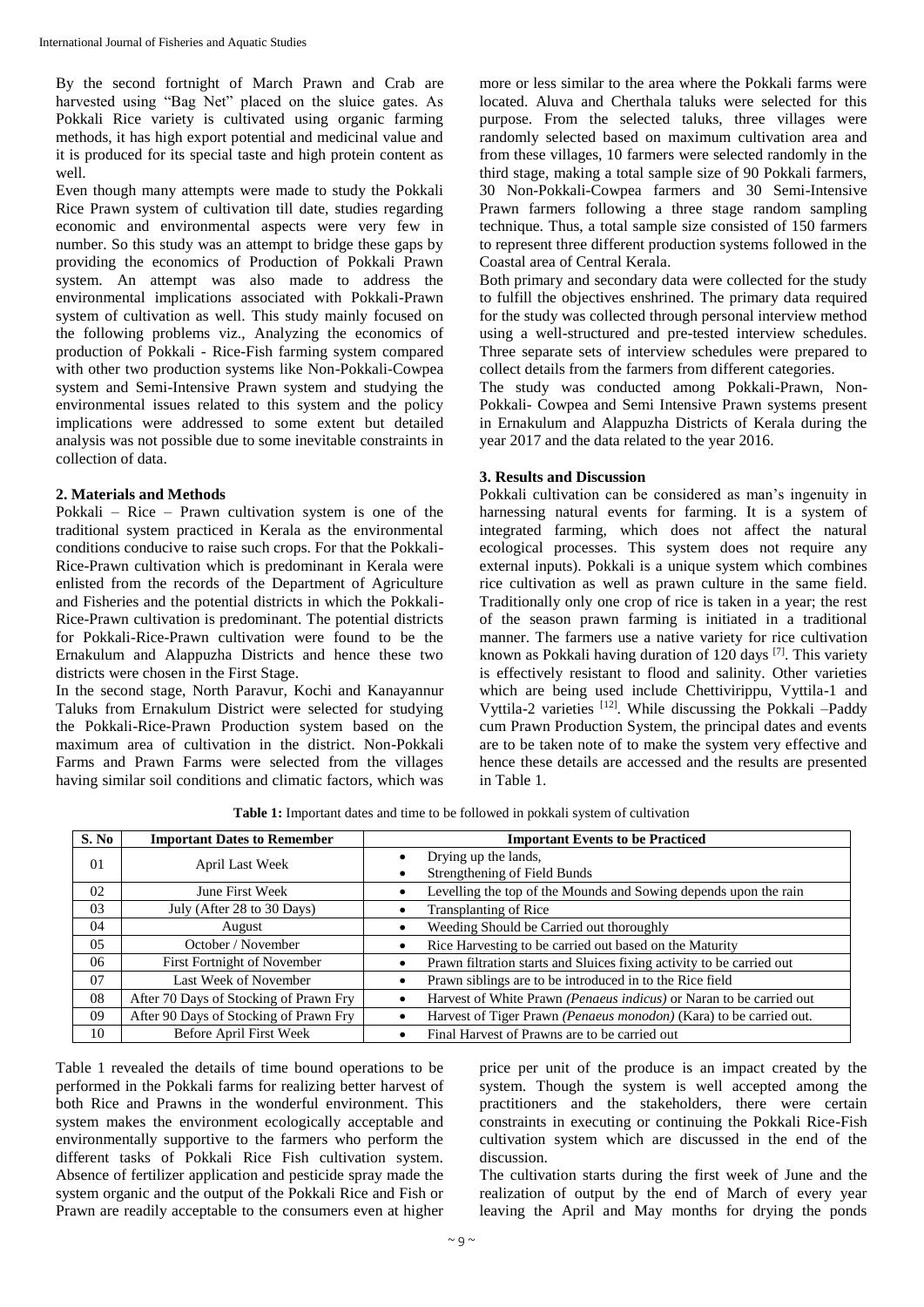By the second fortnight of March Prawn and Crab are harvested using "Bag Net" placed on the sluice gates. As Pokkali Rice variety is cultivated using organic farming methods, it has high export potential and medicinal value and it is produced for its special taste and high protein content as well.

Even though many attempts were made to study the Pokkali Rice Prawn system of cultivation till date, studies regarding economic and environmental aspects were very few in number. So this study was an attempt to bridge these gaps by providing the economics of Production of Pokkali Prawn system. An attempt was also made to address the environmental implications associated with Pokkali-Prawn system of cultivation as well. This study mainly focused on the following problems viz., Analyzing the economics of production of Pokkali - Rice-Fish farming system compared with other two production systems like Non-Pokkali-Cowpea system and Semi-Intensive Prawn system and studying the environmental issues related to this system and the policy implications were addressed to some extent but detailed analysis was not possible due to some inevitable constraints in collection of data.

## 2. Materials and Methods

Pokkali – Rice – Prawn cultivation system is one of the traditional system practiced in Kerala as the environmental conditions conducive to raise such crops. For that the Pokkali-Rice-Prawn cultivation which is predominant in Kerala were enlisted from the records of the Department of Agriculture and Fisheries and the potential districts in which the Pokkali-Rice-Prawn cultivation is predominant. The potential districts for Pokkali-Rice-Prawn cultivation were found to be the Ernakulum and Alappuzha Districts and hence these two districts were chosen in the First Stage.

In the second stage, North Paravur, Kochi and Kanayannur Taluks from Ernakulum District were selected for studying the Pokkali-Rice-Prawn Production system based on the maximum area of cultivation in the district. Non-Pokkali Farms and Prawn Farms were selected from the villages having similar soil conditions and climatic factors, which was more or less similar to the area where the Pokkali farms were located. Aluva and Cherthala taluks were selected for this purpose. From the selected taluks, three villages were randomly selected based on maximum cultivation area and from these villages, 10 farmers were selected randomly in the third stage, making a total sample size of 90 Pokkali farmers, 30 Non-Pokkali-Cowpea farmers and 30 Semi-Intensive Prawn farmers following a three stage random sampling technique. Thus, a total sample size consisted of 150 farmers to represent three different production systems followed in the Coastal area of Central Kerala.

Both primary and secondary data were collected for the study to fulfill the objectives enshrined. The primary data required for the study was collected through personal interview method using a well-structured and pre-tested interview schedules. Three separate sets of interview schedules were prepared to collect details from the farmers from different categories.

The study was conducted among Pokkali-Prawn, Non-Pokkali- Cowpea and Semi Intensive Prawn systems present in Ernakulum and Alappuzha Districts of Kerala during the year 2017 and the data related to the year 2016.

## 3. Results and Discussion

Pokkali cultivation can be considered as man's ingenuity in harnessing natural events for farming. It is a system of integrated farming, which does not affect the natural ecological processes. This system does not require any external inputs). Pokkali is a unique system which combines rice cultivation as well as prawn culture in the same field. Traditionally only one crop of rice is taken in a year; the rest of the season prawn farming is initiated in a traditional manner. The farmers use a native variety for rice cultivation known as Pokkali having duration of 120 days [7]. This variety is effectively resistant to flood and salinity. Other varieties which are being used include Chettivirippu, Vyttila-1 and Vyttila-2 varieties [12]. While discussing the Pokkali –Paddy cum Prawn Production System, the principal dates and events are to be taken note of to make the system very effective and hence these details are accessed and the results are presented in Table 1.

**Table 1:** Important dates and time to be followed in pokkali system of cultivation

| S. No | Important Dates to Remember | Important Events to be Practiced |
|---|---|---|
| 01 | April Last Week | • Drying up the lands,<br>• Strengthening of Field Bunds |
| 02 | June First Week | • Levelling the top of the Mounds and Sowing depends upon the rain |
| 03 | July (After 28 to 30 Days) | • Transplanting of Rice |
| 04 | August | • Weeding Should be Carried out thoroughly |
| 05 | October / November | • Rice Harvesting to be carried out based on the Maturity |
| 06 | First Fortnight of November | • Prawn filtration starts and Sluices fixing activity to be carried out |
| 07 | Last Week of November | • Prawn siblings are to be introduced in to the Rice field |
| 08 | After 70 Days of Stocking of Prawn Fry | • Harvest of White Prawn *(Penaeus indicus)* or Naran to be carried out |
| 09 | After 90 Days of Stocking of Prawn Fry | • Harvest of Tiger Prawn *(Penaeus monodon)* (Kara) to be carried out. |
| 10 | Before April First Week | • Final Harvest of Prawns are to be carried out |

Table 1 revealed the details of time bound operations to be performed in the Pokkali farms for realizing better harvest of both Rice and Prawns in the wonderful environment. This system makes the environment ecologically acceptable and environmentally supportive to the farmers who perform the different tasks of Pokkali Rice Fish cultivation system. Absence of fertilizer application and pesticide spray made the system organic and the output of the Pokkali Rice and Fish or Prawn are readily acceptable to the consumers even at higher price per unit of the produce is an impact created by the system. Though the system is well accepted among the practitioners and the stakeholders, there were certain constraints in executing or continuing the Pokkali Rice-Fish cultivation system which are discussed in the end of the discussion.

The cultivation starts during the first week of June and the realization of output by the end of March of every year leaving the April and May months for drying the ponds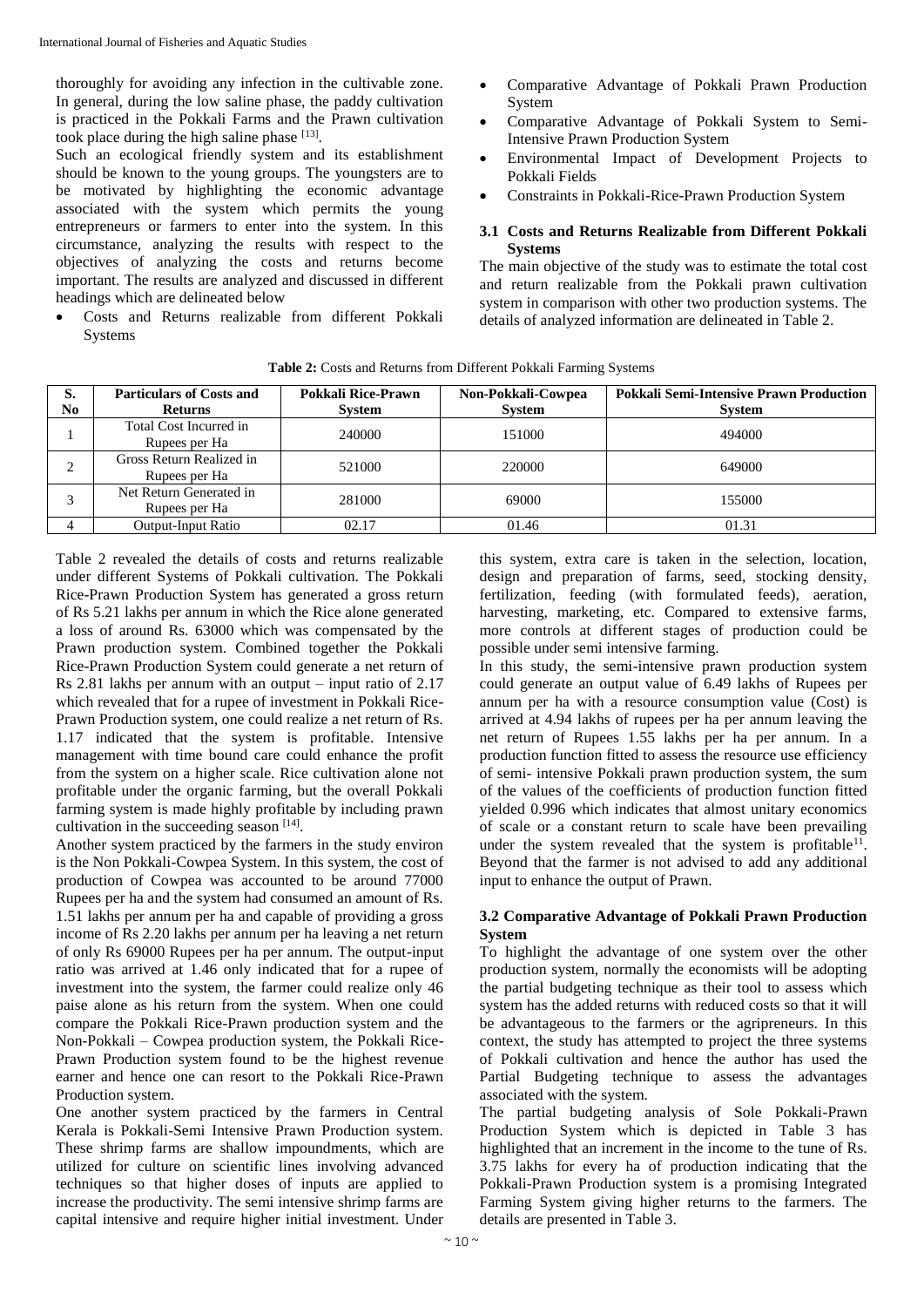thoroughly for avoiding any infection in the cultivable zone. In general, during the low saline phase, the paddy cultivation is practiced in the Pokkali Farms and the Prawn cultivation took place during the high saline phase [13].

Such an ecological friendly system and its establishment should be known to the young groups. The youngsters are to be motivated by highlighting the economic advantage associated with the system which permits the young entrepreneurs or farmers to enter into the system. In this circumstance, analyzing the results with respect to the objectives of analyzing the costs and returns become important. The results are analyzed and discussed in different headings which are delineated below

- Costs and Returns realizable from different Pokkali Systems
- Comparative Advantage of Pokkali Prawn Production System
- Comparative Advantage of Pokkali System to Semi-Intensive Prawn Production System
- Environmental Impact of Development Projects to Pokkali Fields
- Constraints in Pokkali-Rice-Prawn Production System

### 3.1 Costs and Returns Realizable from Different Pokkali Systems

The main objective of the study was to estimate the total cost and return realizable from the Pokkali prawn cultivation system in comparison with other two production systems. The details of analyzed information are delineated in Table 2.

**Table 2:** Costs and Returns from Different Pokkali Farming Systems

| S. No | Particulars of Costs and Returns | Pokkali Rice-Prawn System | Non-Pokkali-Cowpea System | Pokkali Semi-Intensive Prawn Production System |
|---|---|---|---|---|
| 1 | Total Cost Incurred in Rupees per Ha | 240000 | 151000 | 494000 |
| 2 | Gross Return Realized in Rupees per Ha | 521000 | 220000 | 649000 |
| 3 | Net Return Generated in Rupees per Ha | 281000 | 69000 | 155000 |
| 4 | Output-Input Ratio | 02.17 | 01.46 | 01.31 |

Table 2 revealed the details of costs and returns realizable under different Systems of Pokkali cultivation. The Pokkali Rice-Prawn Production System has generated a gross return of Rs 5.21 lakhs per annum in which the Rice alone generated a loss of around Rs. 63000 which was compensated by the Prawn production system. Combined together the Pokkali Rice-Prawn Production System could generate a net return of Rs 2.81 lakhs per annum with an output – input ratio of 2.17 which revealed that for a rupee of investment in Pokkali Rice-Prawn Production system, one could realize a net return of Rs. 1.17 indicated that the system is profitable. Intensive management with time bound care could enhance the profit from the system on a higher scale. Rice cultivation alone not profitable under the organic farming, but the overall Pokkali farming system is made highly profitable by including prawn cultivation in the succeeding season [14].

Another system practiced by the farmers in the study environ is the Non Pokkali-Cowpea System. In this system, the cost of production of Cowpea was accounted to be around 77000 Rupees per ha and the system had consumed an amount of Rs. 1.51 lakhs per annum per ha and capable of providing a gross income of Rs 2.20 lakhs per annum per ha leaving a net return of only Rs 69000 Rupees per ha per annum. The output-input ratio was arrived at 1.46 only indicated that for a rupee of investment into the system, the farmer could realize only 46 paise alone as his return from the system. When one could compare the Pokkali Rice-Prawn production system and the Non-Pokkali – Cowpea production system, the Pokkali Rice-Prawn Production system found to be the highest revenue earner and hence one can resort to the Pokkali Rice-Prawn Production system.

One another system practiced by the farmers in Central Kerala is Pokkali-Semi Intensive Prawn Production system. These shrimp farms are shallow impoundments, which are utilized for culture on scientific lines involving advanced techniques so that higher doses of inputs are applied to increase the productivity. The semi intensive shrimp farms are capital intensive and require higher initial investment. Under this system, extra care is taken in the selection, location, design and preparation of farms, seed, stocking density, fertilization, feeding (with formulated feeds), aeration, harvesting, marketing, etc. Compared to extensive farms, more controls at different stages of production could be possible under semi intensive farming.

In this study, the semi-intensive prawn production system could generate an output value of 6.49 lakhs of Rupees per annum per ha with a resource consumption value (Cost) is arrived at 4.94 lakhs of rupees per ha per annum leaving the net return of Rupees 1.55 lakhs per ha per annum. In a production function fitted to assess the resource use efficiency of semi- intensive Pokkali prawn production system, the sum of the values of the coefficients of production function fitted yielded 0.996 which indicates that almost unitary economics of scale or a constant return to scale have been prevailing under the system revealed that the system is profitable[11]. Beyond that the farmer is not advised to add any additional input to enhance the output of Prawn.

### 3.2 Comparative Advantage of Pokkali Prawn Production System

To highlight the advantage of one system over the other production system, normally the economists will be adopting the partial budgeting technique as their tool to assess which system has the added returns with reduced costs so that it will be advantageous to the farmers or the agripreneurs. In this context, the study has attempted to project the three systems of Pokkali cultivation and hence the author has used the Partial Budgeting technique to assess the advantages associated with the system.

The partial budgeting analysis of Sole Pokkali-Prawn Production System which is depicted in Table 3 has highlighted that an increment in the income to the tune of Rs. 3.75 lakhs for every ha of production indicating that the Pokkali-Prawn Production system is a promising Integrated Farming System giving higher returns to the farmers. The details are presented in Table 3.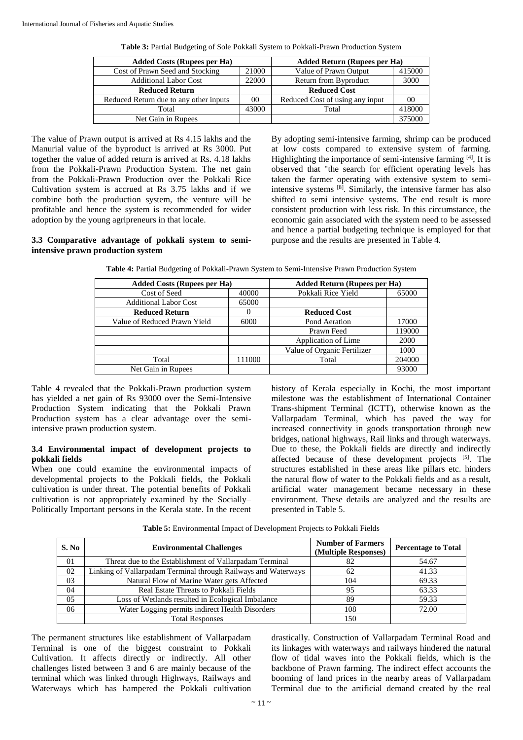**Table 3:** Partial Budgeting of Sole Pokkali System to Pokkali-Prawn Production System

| Added Costs (Rupees per Ha) | | Added Return (Rupees per Ha) | |
|---|---|---|---|
| Cost of Prawn Seed and Stocking | 21000 | Value of Prawn Output | 415000 |
| Additional Labor Cost | 22000 | Return from Byproduct | 3000 |
| **Reduced Return** | | **Reduced Cost** | |
| Reduced Return due to any other inputs | 00 | Reduced Cost of using any input | 00 |
| Total | 43000 | Total | 418000 |
| Net Gain in Rupees | | | 375000 |

The value of Prawn output is arrived at Rs 4.15 lakhs and the Manurial value of the byproduct is arrived at Rs 3000. Put together the value of added return is arrived at Rs. 4.18 lakhs from the Pokkali-Prawn Production System. The net gain from the Pokkali-Prawn Production over the Pokkali Rice Cultivation system is accrued at Rs 3.75 lakhs and if we combine both the production system, the venture will be profitable and hence the system is recommended for wider adoption by the young agripreneurs in that locale.

### 3.3 Comparative advantage of pokkali system to semi-intensive prawn production system

By adopting semi-intensive farming, shrimp can be produced at low costs compared to extensive system of farming. Highlighting the importance of semi-intensive farming [4], It is observed that "the search for efficient operating levels has taken the farmer operating with extensive system to semi-intensive systems [8]. Similarly, the intensive farmer has also shifted to semi intensive systems. The end result is more consistent production with less risk. In this circumstance, the economic gain associated with the system need to be assessed and hence a partial budgeting technique is employed for that purpose and the results are presented in Table 4.

**Table 4:** Partial Budgeting of Pokkali-Prawn System to Semi-Intensive Prawn Production System

| Added Costs (Rupees per Ha) | | Added Return (Rupees per Ha) | |
|---|---|---|---|
| Cost of Seed | 40000 | Pokkali Rice Yield | 65000 |
| Additional Labor Cost | 65000 | | |
| **Reduced Return** | 0 | **Reduced Cost** | |
| Value of Reduced Prawn Yield | 6000 | Pond Aeration | 17000 |
| | | Prawn Feed | 119000 |
| | | Application of Lime | 2000 |
| | | Value of Organic Fertilizer | 1000 |
| Total | 111000 | Total | 204000 |
| Net Gain in Rupees | | | 93000 |

Table 4 revealed that the Pokkali-Prawn production system has yielded a net gain of Rs 93000 over the Semi-Intensive Production System indicating that the Pokkali Prawn Production system has a clear advantage over the semi-intensive prawn production system.

### 3.4 Environmental impact of development projects to pokkali fields

When one could examine the environmental impacts of developmental projects to the Pokkali fields, the Pokkali cultivation is under threat. The potential benefits of Pokkali cultivation is not appropriately examined by the Socially–Politically Important persons in the Kerala state. In the recent history of Kerala especially in Kochi, the most important milestone was the establishment of International Container Trans-shipment Terminal (ICTT), otherwise known as the Vallarpadam Terminal, which has paved the way for increased connectivity in goods transportation through new bridges, national highways, Rail links and through waterways. Due to these, the Pokkali fields are directly and indirectly affected because of these development projects [5]. The structures established in these areas like pillars etc. hinders the natural flow of water to the Pokkali fields and as a result, artificial water management became necessary in these environment. These details are analyzed and the results are presented in Table 5.

**Table 5:** Environmental Impact of Development Projects to Pokkali Fields

| S. No | Environmental Challenges | Number of Farmers (Multiple Responses) | Percentage to Total |
|---|---|---|---|
| 01 | Threat due to the Establishment of Vallarpadam Terminal | 82 | 54.67 |
| 02 | Linking of Vallarpadam Terminal through Railways and Waterways | 62 | 41.33 |
| 03 | Natural Flow of Marine Water gets Affected | 104 | 69.33 |
| 04 | Real Estate Threats to Pokkali Fields | 95 | 63.33 |
| 05 | Loss of Wetlands resulted in Ecological Imbalance | 89 | 59.33 |
| 06 | Water Logging permits indirect Health Disorders | 108 | 72.00 |
| | Total Responses | 150 | |

The permanent structures like establishment of Vallarpadam Terminal is one of the biggest constraint to Pokkali Cultivation. It affects directly or indirectly. All other challenges listed between 3 and 6 are mainly because of the terminal which was linked through Highways, Railways and Waterways which has hampered the Pokkali cultivation drastically. Construction of Vallarpadam Terminal Road and its linkages with waterways and railways hindered the natural flow of tidal waves into the Pokkali fields, which is the backbone of Prawn farming. The indirect effect accounts the booming of land prices in the nearby areas of Vallarpadam Terminal due to the artificial demand created by the real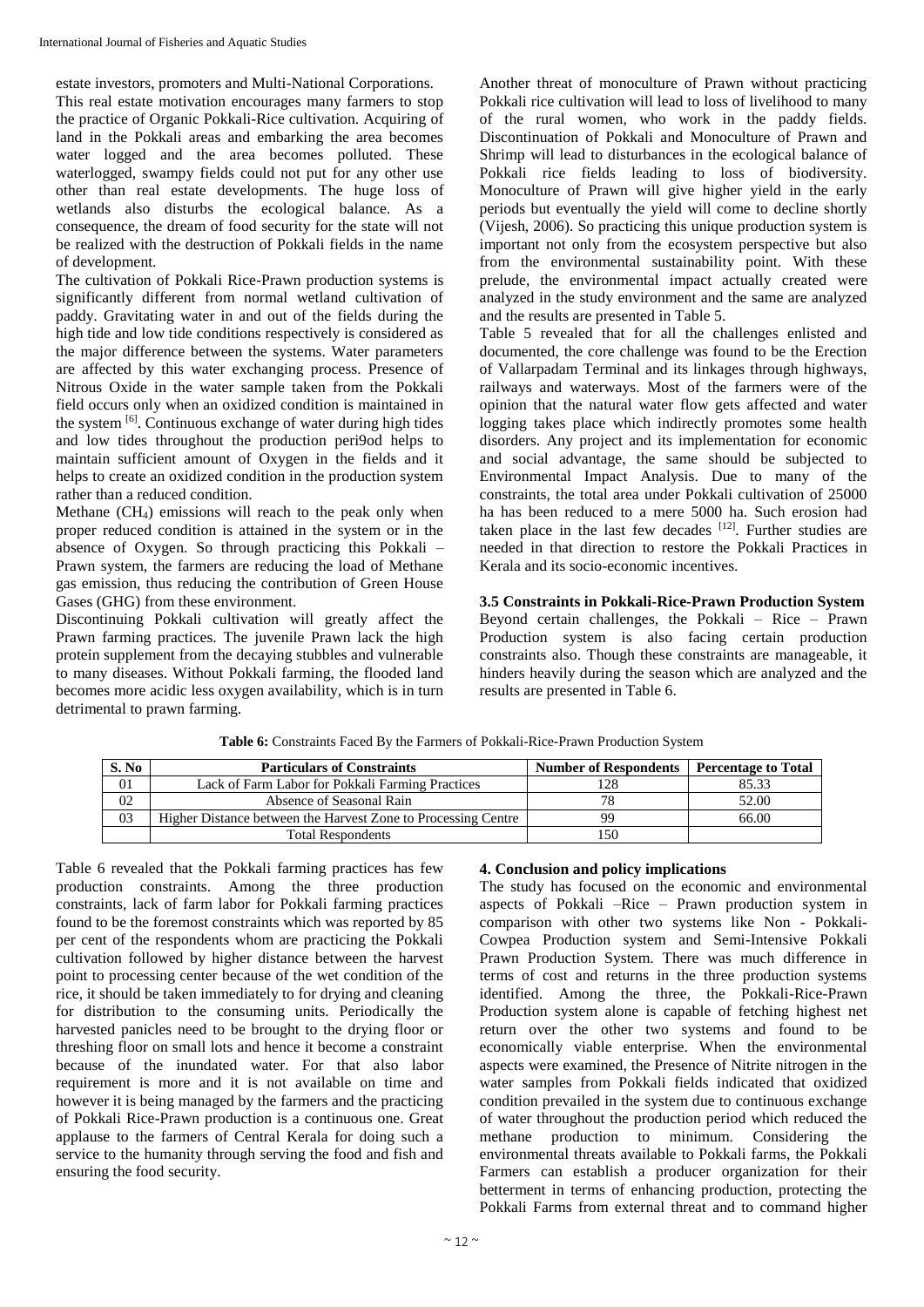estate investors, promoters and Multi-National Corporations. This real estate motivation encourages many farmers to stop the practice of Organic Pokkali-Rice cultivation. Acquiring of land in the Pokkali areas and embarking the area becomes water logged and the area becomes polluted. These waterlogged, swampy fields could not put for any other use other than real estate developments. The huge loss of wetlands also disturbs the ecological balance. As a consequence, the dream of food security for the state will not be realized with the destruction of Pokkali fields in the name of development.

The cultivation of Pokkali Rice-Prawn production systems is significantly different from normal wetland cultivation of paddy. Gravitating water in and out of the fields during the high tide and low tide conditions respectively is considered as the major difference between the systems. Water parameters are affected by this water exchanging process. Presence of Nitrous Oxide in the water sample taken from the Pokkali field occurs only when an oxidized condition is maintained in the system [6]. Continuous exchange of water during high tides and low tides throughout the production peri9od helps to maintain sufficient amount of Oxygen in the fields and it helps to create an oxidized condition in the production system rather than a reduced condition.

Methane ($CH_4$) emissions will reach to the peak only when proper reduced condition is attained in the system or in the absence of Oxygen. So through practicing this Pokkali – Prawn system, the farmers are reducing the load of Methane gas emission, thus reducing the contribution of Green House Gases (GHG) from these environment.

Discontinuing Pokkali cultivation will greatly affect the Prawn farming practices. The juvenile Prawn lack the high protein supplement from the decaying stubbles and vulnerable to many diseases. Without Pokkali farming, the flooded land becomes more acidic less oxygen availability, which is in turn detrimental to prawn farming.

Another threat of monoculture of Prawn without practicing Pokkali rice cultivation will lead to loss of livelihood to many of the rural women, who work in the paddy fields. Discontinuation of Pokkali and Monoculture of Prawn and Shrimp will lead to disturbances in the ecological balance of Pokkali rice fields leading to loss of biodiversity. Monoculture of Prawn will give higher yield in the early periods but eventually the yield will come to decline shortly (Vijesh, 2006). So practicing this unique production system is important not only from the ecosystem perspective but also from the environmental sustainability point. With these prelude, the environmental impact actually created were analyzed in the study environment and the same are analyzed and the results are presented in Table 5.

Table 5 revealed that for all the challenges enlisted and documented, the core challenge was found to be the Erection of Vallarpadam Terminal and its linkages through highways, railways and waterways. Most of the farmers were of the opinion that the natural water flow gets affected and water logging takes place which indirectly promotes some health disorders. Any project and its implementation for economic and social advantage, the same should be subjected to Environmental Impact Analysis. Due to many of the constraints, the total area under Pokkali cultivation of 25000 ha has been reduced to a mere 5000 ha. Such erosion had taken place in the last few decades [12]. Further studies are needed in that direction to restore the Pokkali Practices in Kerala and its socio-economic incentives.

### 3.5 Constraints in Pokkali-Rice-Prawn Production System

Beyond certain challenges, the Pokkali – Rice – Prawn Production system is also facing certain production constraints also. Though these constraints are manageable, it hinders heavily during the season which are analyzed and the results are presented in Table 6.

**Table 6:** Constraints Faced By the Farmers of Pokkali-Rice-Prawn Production System

| S. No | Particulars of Constraints | Number of Respondents | Percentage to Total |
|---|---|---|---|
| 01 | Lack of Farm Labor for Pokkali Farming Practices | 128 | 85.33 |
| 02 | Absence of Seasonal Rain | 78 | 52.00 |
| 03 | Higher Distance between the Harvest Zone to Processing Centre | 99 | 66.00 |
| | Total Respondents | 150 | |

Table 6 revealed that the Pokkali farming practices has few production constraints. Among the three production constraints, lack of farm labor for Pokkali farming practices found to be the foremost constraints which was reported by 85 per cent of the respondents whom are practicing the Pokkali cultivation followed by higher distance between the harvest point to processing center because of the wet condition of the rice, it should be taken immediately to for drying and cleaning for distribution to the consuming units. Periodically the harvested panicles need to be brought to the drying floor or threshing floor on small lots and hence it become a constraint because of the inundated water. For that also labor requirement is more and it is not available on time and however it is being managed by the farmers and the practicing of Pokkali Rice-Prawn production is a continuous one. Great applause to the farmers of Central Kerala for doing such a service to the humanity through serving the food and fish and ensuring the food security.

## 4. Conclusion and policy implications

The study has focused on the economic and environmental aspects of Pokkali –Rice – Prawn production system in comparison with other two systems like Non - Pokkali-Cowpea Production system and Semi-Intensive Pokkali Prawn Production System. There was much difference in terms of cost and returns in the three production systems identified. Among the three, the Pokkali-Rice-Prawn Production system alone is capable of fetching highest net return over the other two systems and found to be economically viable enterprise. When the environmental aspects were examined, the Presence of Nitrite nitrogen in the water samples from Pokkali fields indicated that oxidized condition prevailed in the system due to continuous exchange of water throughout the production period which reduced the methane production to minimum. Considering the environmental threats available to Pokkali farms, the Pokkali Farmers can establish a producer organization for their betterment in terms of enhancing production, protecting the Pokkali Farms from external threat and to command higher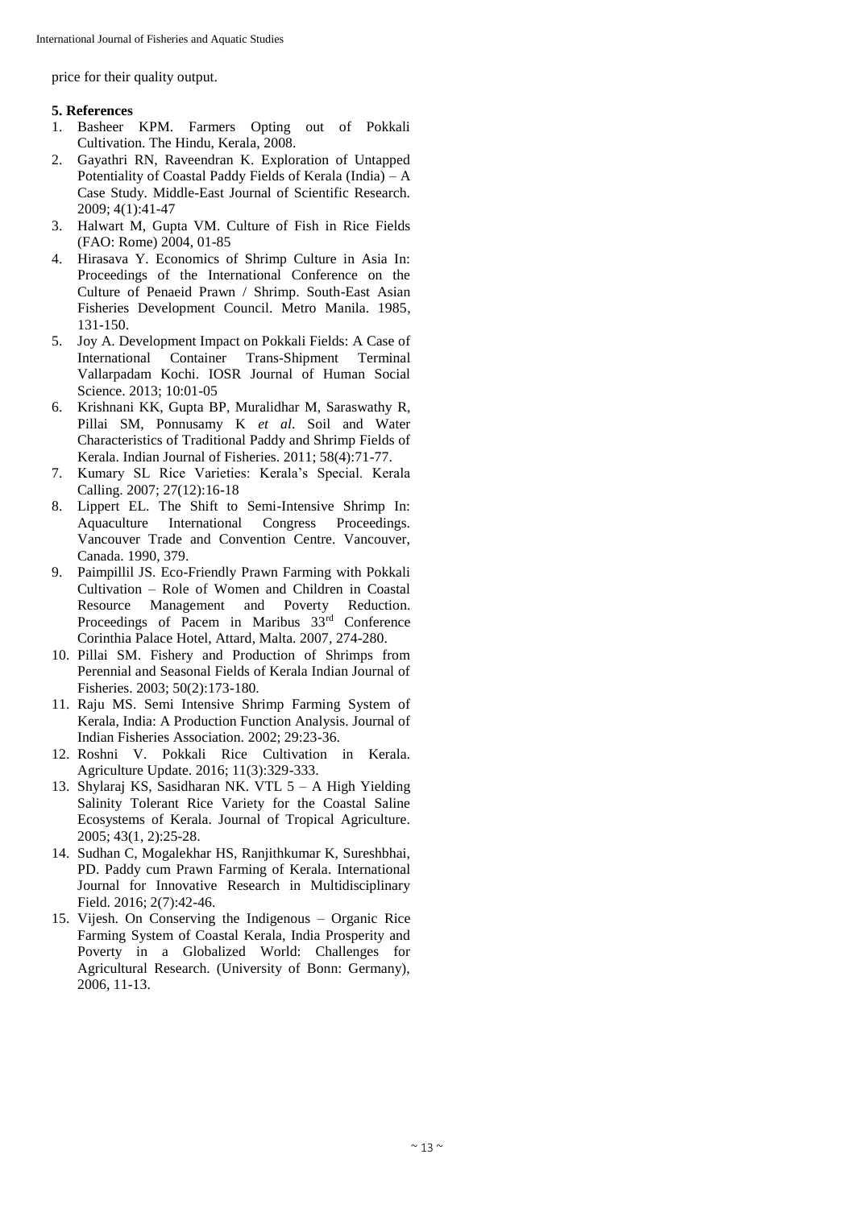price for their quality output.

## 5. References

1. Basheer KPM. Farmers Opting out of Pokkali Cultivation. The Hindu, Kerala, 2008.
2. Gayathri RN, Raveendran K. Exploration of Untapped Potentiality of Coastal Paddy Fields of Kerala (India) – A Case Study. Middle-East Journal of Scientific Research. 2009; 4(1):41-47
3. Halwart M, Gupta VM. Culture of Fish in Rice Fields (FAO: Rome) 2004, 01-85
4. Hirasava Y. Economics of Shrimp Culture in Asia In: Proceedings of the International Conference on the Culture of Penaeid Prawn / Shrimp. South-East Asian Fisheries Development Council. Metro Manila. 1985, 131-150.
5. Joy A. Development Impact on Pokkali Fields: A Case of International Container Trans-Shipment Terminal Vallarpadam Kochi. IOSR Journal of Human Social Science. 2013; 10:01-05
6. Krishnani KK, Gupta BP, Muralidhar M, Saraswathy R, Pillai SM, Ponnusamy K *et al*. Soil and Water Characteristics of Traditional Paddy and Shrimp Fields of Kerala. Indian Journal of Fisheries. 2011; 58(4):71-77.
7. Kumary SL Rice Varieties: Kerala's Special. Kerala Calling. 2007; 27(12):16-18
8. Lippert EL. The Shift to Semi-Intensive Shrimp In: Aquaculture International Congress Proceedings. Vancouver Trade and Convention Centre. Vancouver, Canada. 1990, 379.
9. Paimpillil JS. Eco-Friendly Prawn Farming with Pokkali Cultivation – Role of Women and Children in Coastal Resource Management and Poverty Reduction. Proceedings of Pacem in Maribus 33rd Conference Corinthia Palace Hotel, Attard, Malta. 2007, 274-280.
10. Pillai SM. Fishery and Production of Shrimps from Perennial and Seasonal Fields of Kerala Indian Journal of Fisheries. 2003; 50(2):173-180.
11. Raju MS. Semi Intensive Shrimp Farming System of Kerala, India: A Production Function Analysis. Journal of Indian Fisheries Association. 2002; 29:23-36.
12. Roshni V. Pokkali Rice Cultivation in Kerala. Agriculture Update. 2016; 11(3):329-333.
13. Shylaraj KS, Sasidharan NK. VTL 5 – A High Yielding Salinity Tolerant Rice Variety for the Coastal Saline Ecosystems of Kerala. Journal of Tropical Agriculture. 2005; 43(1, 2):25-28.
14. Sudhan C, Mogalekhar HS, Ranjithkumar K, Sureshbhai, PD. Paddy cum Prawn Farming of Kerala. International Journal for Innovative Research in Multidisciplinary Field. 2016; 2(7):42-46.
15. Vijesh. On Conserving the Indigenous – Organic Rice Farming System of Coastal Kerala, India Prosperity and Poverty in a Globalized World: Challenges for Agricultural Research. (University of Bonn: Germany), 2006, 11-13.